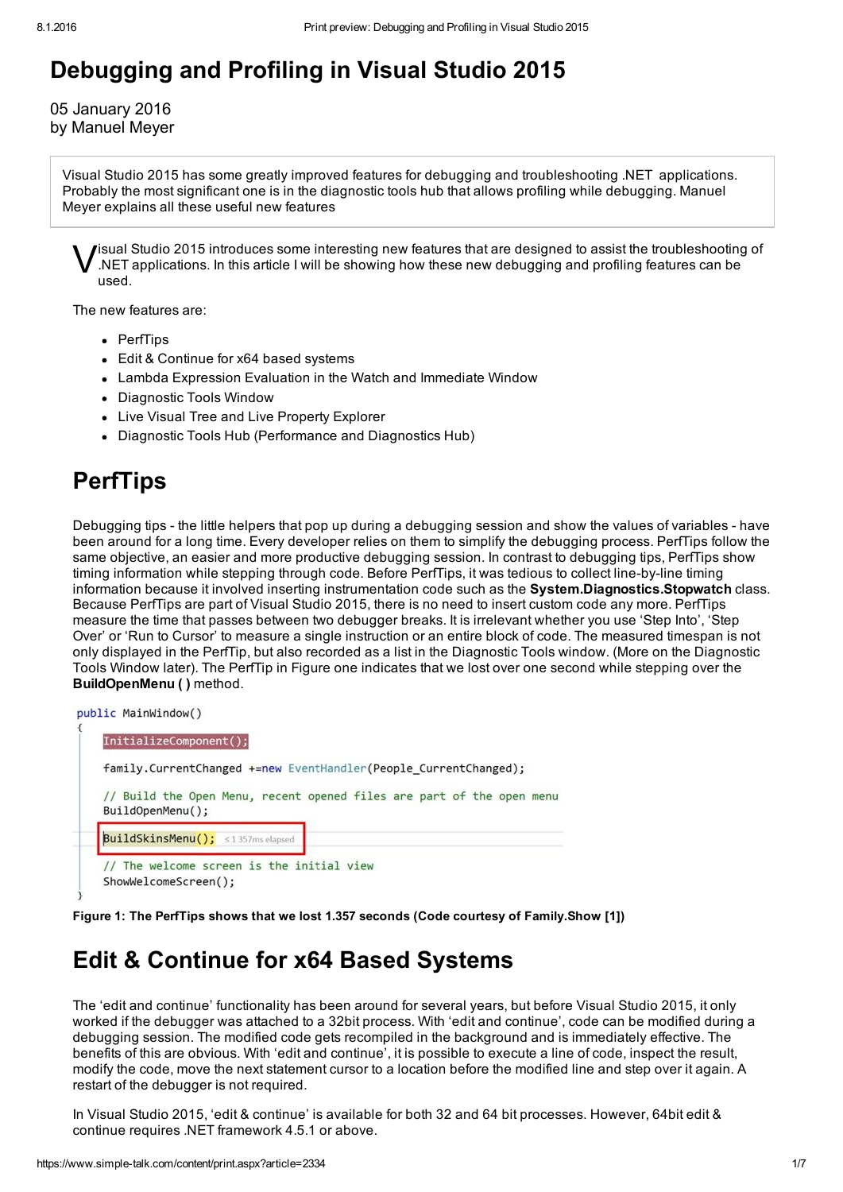# Debugging and Profiling in Visual Studio 2015

05 January 2016
by Manuel Meyer

Visual Studio 2015 has some greatly improved features for debugging and troubleshooting .NET applications. Probably the most significant one is in the diagnostic tools hub that allows profiling while debugging. Manuel Meyer explains all these useful new features

Visual Studio 2015 introduces some interesting new features that are designed to assist the troubleshooting of .NET applications. In this article I will be showing how these new debugging and profiling features can be used.

The new features are:

- PerfTips
- Edit & Continue for x64 based systems
- Lambda Expression Evaluation in the Watch and Immediate Window
- Diagnostic Tools Window
- Live Visual Tree and Live Property Explorer
- Diagnostic Tools Hub (Performance and Diagnostics Hub)

## PerfTips

Debugging tips - the little helpers that pop up during a debugging session and show the values of variables - have been around for a long time. Every developer relies on them to simplify the debugging process. PerfTips follow the same objective, an easier and more productive debugging session. In contrast to debugging tips, PerfTips show timing information while stepping through code. Before PerfTips, it was tedious to collect line-by-line timing information because it involved inserting instrumentation code such as the **System.Diagnostics.Stopwatch** class. Because PerfTips are part of Visual Studio 2015, there is no need to insert custom code any more. PerfTips measure the time that passes between two debugger breaks. It is irrelevant whether you use 'Step Into', 'Step Over' or 'Run to Cursor' to measure a single instruction or an entire block of code. The measured timespan is not only displayed in the PerfTip, but also recorded as a list in the Diagnostic Tools window. (More on the Diagnostic Tools Window later). The PerfTip in Figure one indicates that we lost over one second while stepping over the **BuildOpenMenu ( )** method.

```
public MainWindow()
{
    InitializeComponent();

    family.CurrentChanged +=new EventHandler(People_CurrentChanged);

    // Build the Open Menu, recent opened files are part of the open menu
    BuildOpenMenu();

    BuildSkinsMenu();  ≤ 1 357ms elapsed

    // The welcome screen is the initial view
    ShowWelcomeScreen();
}
```

**Figure 1: The PerfTips shows that we lost 1.357 seconds (Code courtesy of Family.Show [1])**

## Edit & Continue for x64 Based Systems

The 'edit and continue' functionality has been around for several years, but before Visual Studio 2015, it only worked if the debugger was attached to a 32bit process. With 'edit and continue', code can be modified during a debugging session. The modified code gets recompiled in the background and is immediately effective. The benefits of this are obvious. With 'edit and continue', it is possible to execute a line of code, inspect the result, modify the code, move the next statement cursor to a location before the modified line and step over it again. A restart of the debugger is not required.

In Visual Studio 2015, 'edit & continue' is available for both 32 and 64 bit processes. However, 64bit edit & continue requires .NET framework 4.5.1 or above.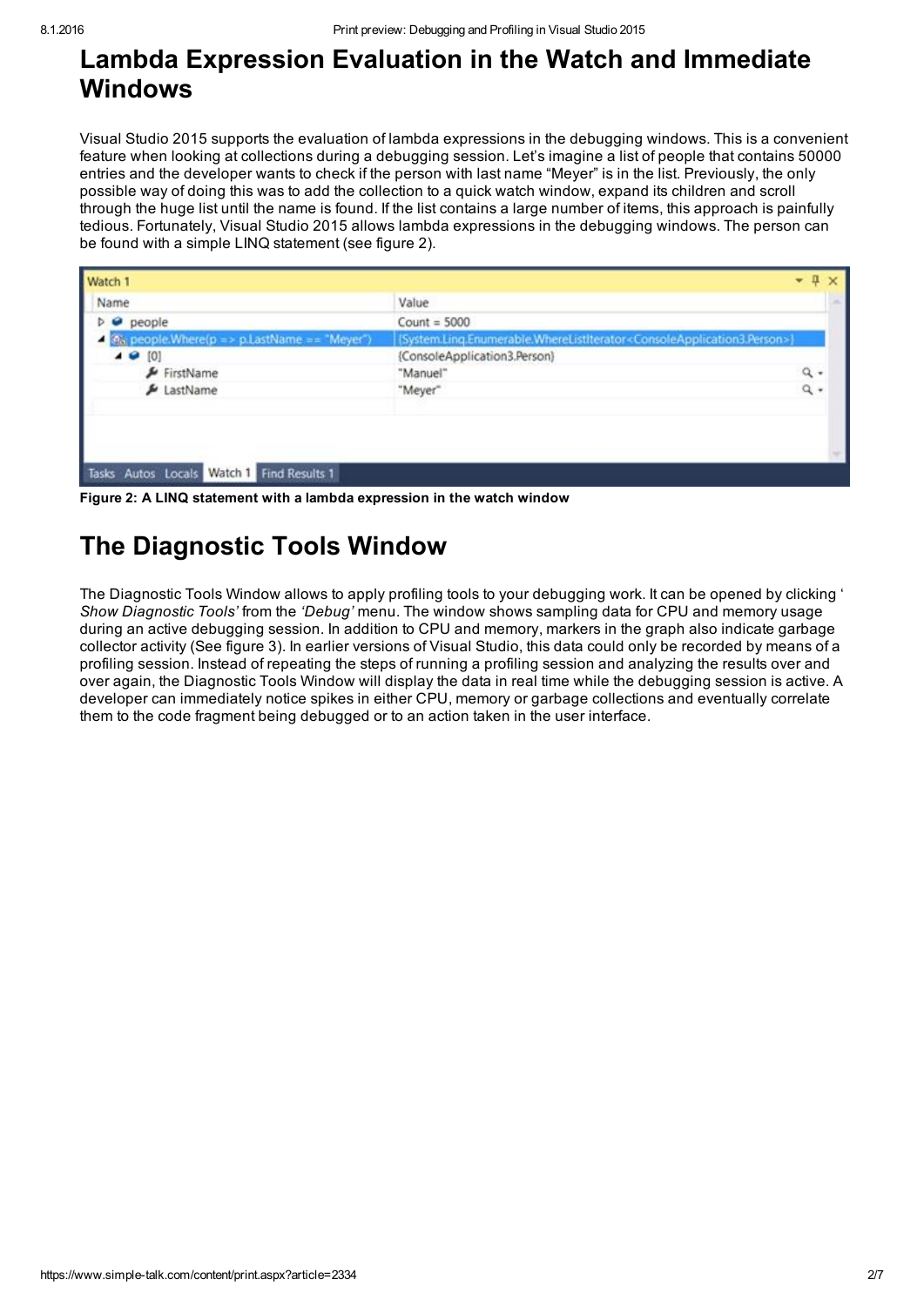# Lambda Expression Evaluation in the Watch and Immediate Windows

Visual Studio 2015 supports the evaluation of lambda expressions in the debugging windows. This is a convenient feature when looking at collections during a debugging session. Let's imagine a list of people that contains 50000 entries and the developer wants to check if the person with last name "Meyer" is in the list. Previously, the only possible way of doing this was to add the collection to a quick watch window, expand its children and scroll through the huge list until the name is found. If the list contains a large number of items, this approach is painfully tedious. Fortunately, Visual Studio 2015 allows lambda expressions in the debugging windows. The person can be found with a simple LINQ statement (see figure 2).

**Figure 2: A LINQ statement with a lambda expression in the watch window**

# The Diagnostic Tools Window

The Diagnostic Tools Window allows to apply profiling tools to your debugging work. It can be opened by clicking '*Show Diagnostic Tools'* from the *'Debug'* menu. The window shows sampling data for CPU and memory usage during an active debugging session. In addition to CPU and memory, markers in the graph also indicate garbage collector activity (See figure 3). In earlier versions of Visual Studio, this data could only be recorded by means of a profiling session. Instead of repeating the steps of running a profiling session and analyzing the results over and over again, the Diagnostic Tools Window will display the data in real time while the debugging session is active. A developer can immediately notice spikes in either CPU, memory or garbage collections and eventually correlate them to the code fragment being debugged or to an action taken in the user interface.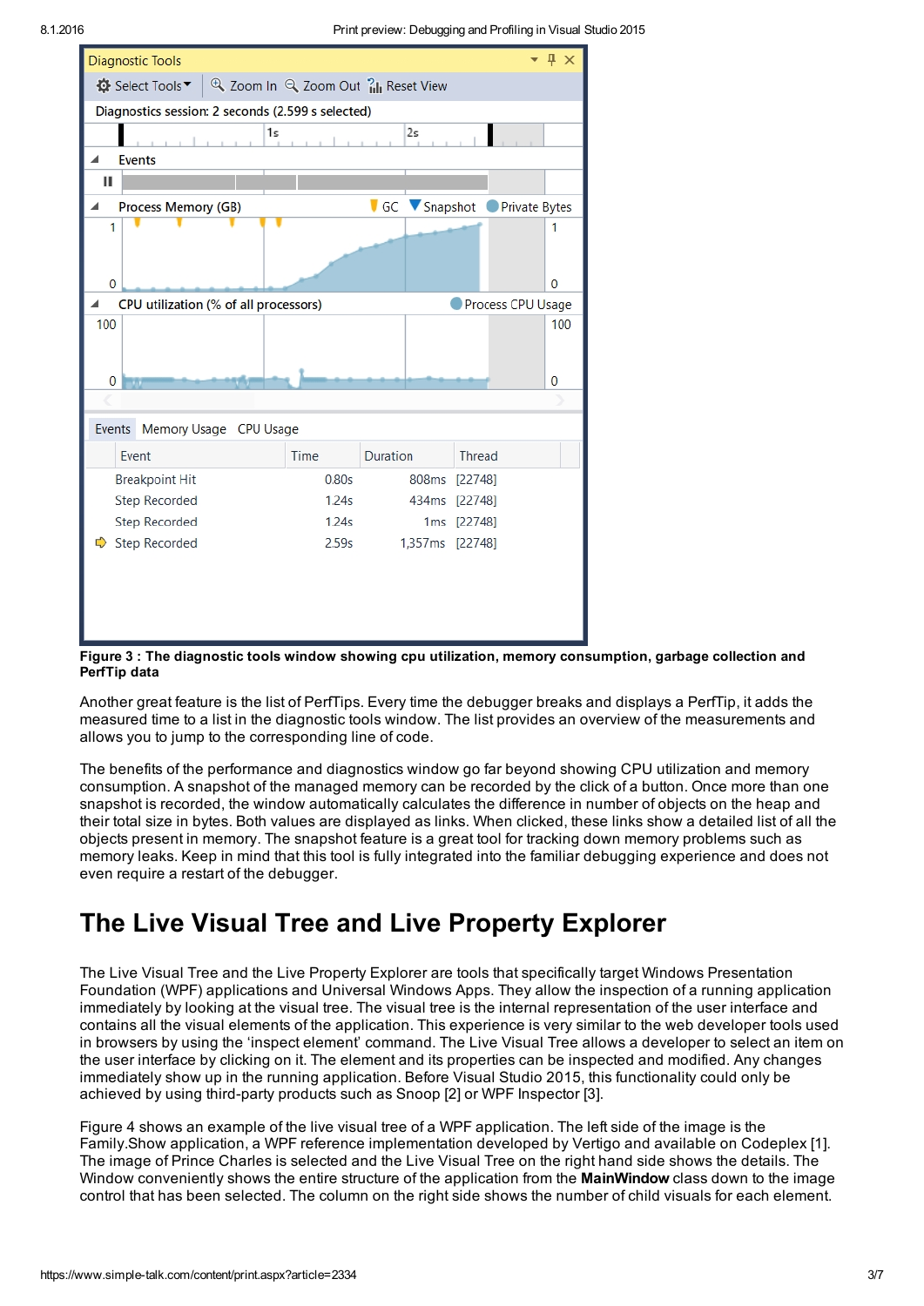**Figure 3 : The diagnostic tools window showing cpu utilization, memory consumption, garbage collection and PerfTip data**

Another great feature is the list of PerfTips. Every time the debugger breaks and displays a PerfTip, it adds the measured time to a list in the diagnostic tools window. The list provides an overview of the measurements and allows you to jump to the corresponding line of code.

The benefits of the performance and diagnostics window go far beyond showing CPU utilization and memory consumption. A snapshot of the managed memory can be recorded by the click of a button. Once more than one snapshot is recorded, the window automatically calculates the difference in number of objects on the heap and their total size in bytes. Both values are displayed as links. When clicked, these links show a detailed list of all the objects present in memory. The snapshot feature is a great tool for tracking down memory problems such as memory leaks. Keep in mind that this tool is fully integrated into the familiar debugging experience and does not even require a restart of the debugger.

# The Live Visual Tree and Live Property Explorer

The Live Visual Tree and the Live Property Explorer are tools that specifically target Windows Presentation Foundation (WPF) applications and Universal Windows Apps. They allow the inspection of a running application immediately by looking at the visual tree. The visual tree is the internal representation of the user interface and contains all the visual elements of the application. This experience is very similar to the web developer tools used in browsers by using the 'inspect element' command. The Live Visual Tree allows a developer to select an item on the user interface by clicking on it. The element and its properties can be inspected and modified. Any changes immediately show up in the running application. Before Visual Studio 2015, this functionality could only be achieved by using third-party products such as Snoop [2] or WPF Inspector [3].

Figure 4 shows an example of the live visual tree of a WPF application. The left side of the image is the Family.Show application, a WPF reference implementation developed by Vertigo and available on Codeplex [1]. The image of Prince Charles is selected and the Live Visual Tree on the right hand side shows the details. The Window conveniently shows the entire structure of the application from the **MainWindow** class down to the image control that has been selected. The column on the right side shows the number of child visuals for each element.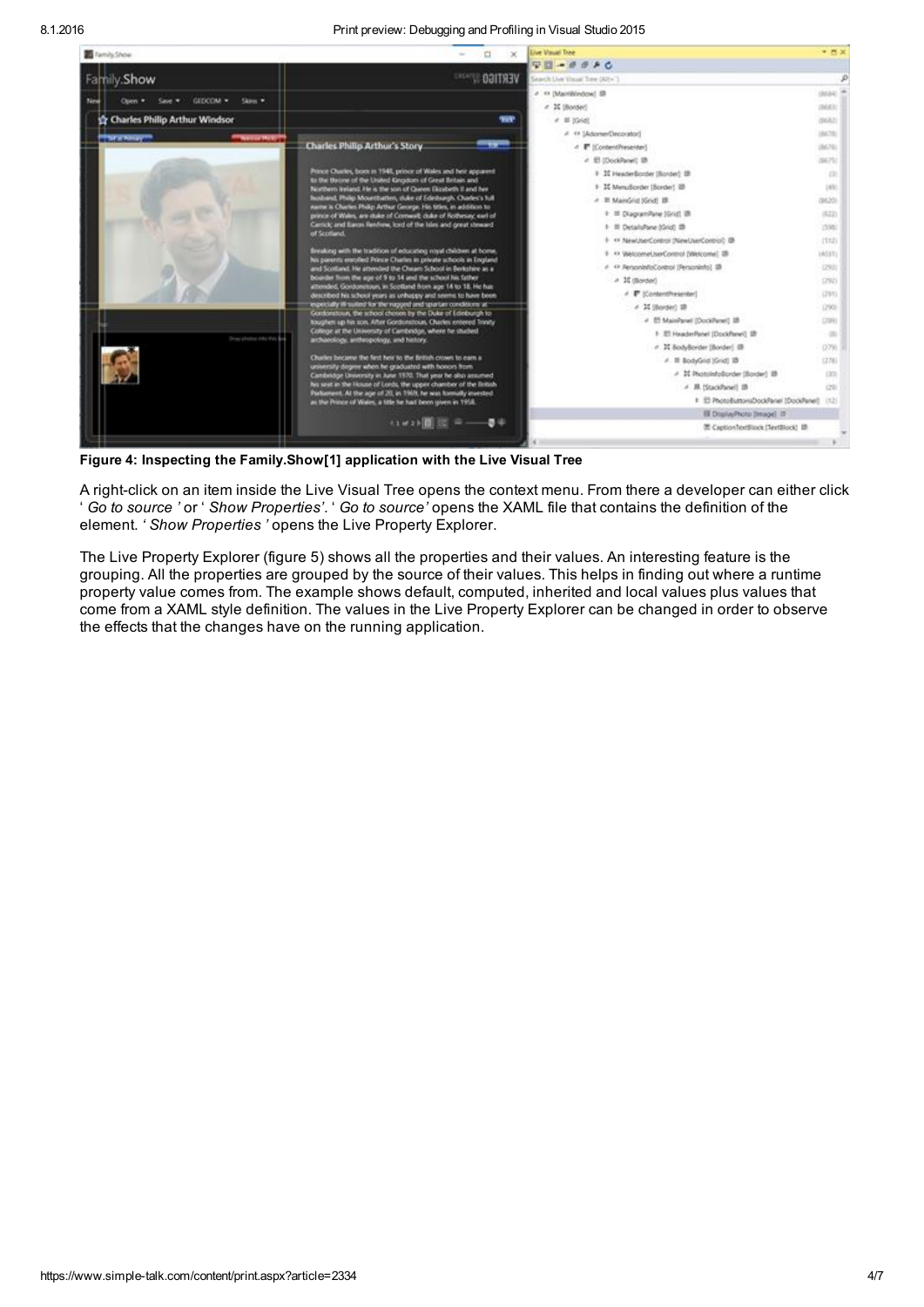**Figure 4: Inspecting the Family.Show[1] application with the Live Visual Tree**

A right-click on an item inside the Live Visual Tree opens the context menu. From there a developer can either click ‘ *Go to source* ’ or ‘ *Show Properties*’. ‘ *Go to source’* opens the XAML file that contains the definition of the element. ‘ *Show Properties* ’ opens the Live Property Explorer.

The Live Property Explorer (figure 5) shows all the properties and their values. An interesting feature is the grouping. All the properties are grouped by the source of their values. This helps in finding out where a runtime property value comes from. The example shows default, computed, inherited and local values plus values that come from a XAML style definition. The values in the Live Property Explorer can be changed in order to observe the effects that the changes have on the running application.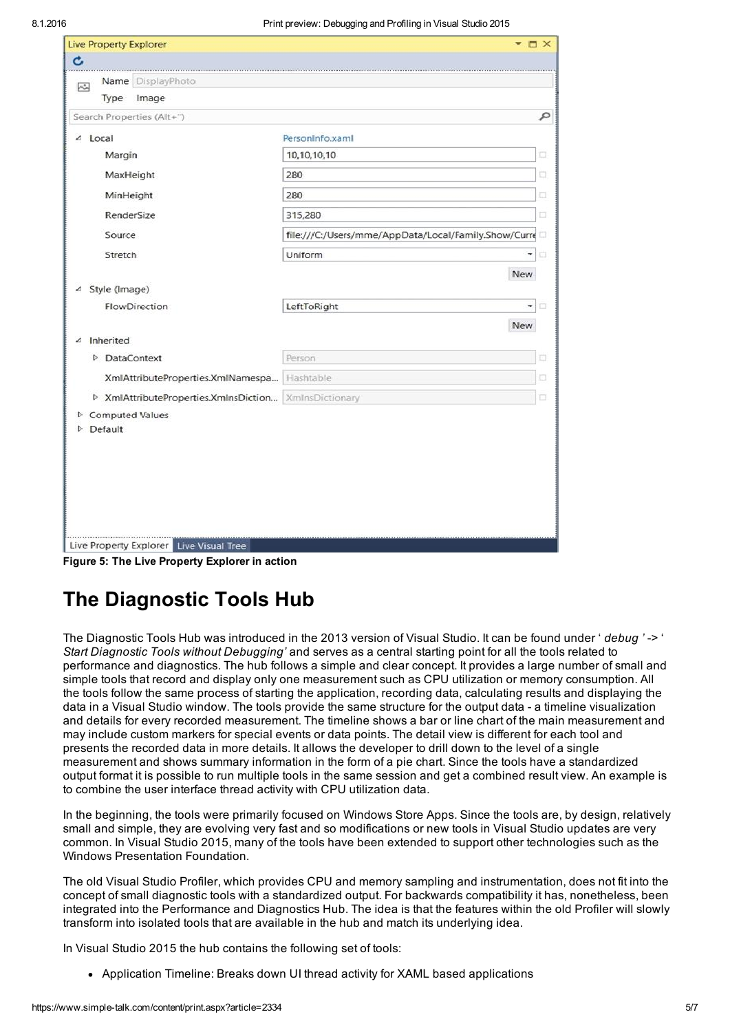Figure 5: The Live Property Explorer in action

# The Diagnostic Tools Hub

The Diagnostic Tools Hub was introduced in the 2013 version of Visual Studio. It can be found under ' *debug* ' -> ' *Start Diagnostic Tools without Debugging'* and serves as a central starting point for all the tools related to performance and diagnostics. The hub follows a simple and clear concept. It provides a large number of small and simple tools that record and display only one measurement such as CPU utilization or memory consumption. All the tools follow the same process of starting the application, recording data, calculating results and displaying the data in a Visual Studio window. The tools provide the same structure for the output data - a timeline visualization and details for every recorded measurement. The timeline shows a bar or line chart of the main measurement and may include custom markers for special events or data points. The detail view is different for each tool and presents the recorded data in more details. It allows the developer to drill down to the level of a single measurement and shows summary information in the form of a pie chart. Since the tools have a standardized output format it is possible to run multiple tools in the same session and get a combined result view. An example is to combine the user interface thread activity with CPU utilization data.

In the beginning, the tools were primarily focused on Windows Store Apps. Since the tools are, by design, relatively small and simple, they are evolving very fast and so modifications or new tools in Visual Studio updates are very common. In Visual Studio 2015, many of the tools have been extended to support other technologies such as the Windows Presentation Foundation.

The old Visual Studio Profiler, which provides CPU and memory sampling and instrumentation, does not fit into the concept of small diagnostic tools with a standardized output. For backwards compatibility it has, nonetheless, been integrated into the Performance and Diagnostics Hub. The idea is that the features within the old Profiler will slowly transform into isolated tools that are available in the hub and match its underlying idea.

In Visual Studio 2015 the hub contains the following set of tools:

- Application Timeline: Breaks down UI thread activity for XAML based applications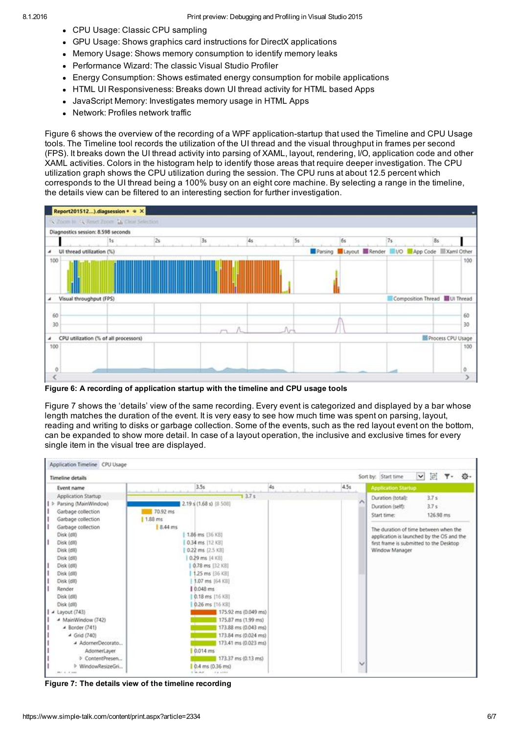- CPU Usage: Classic CPU sampling
- GPU Usage: Shows graphics card instructions for DirectX applications
- Memory Usage: Shows memory consumption to identify memory leaks
- Performance Wizard: The classic Visual Studio Profiler
- Energy Consumption: Shows estimated energy consumption for mobile applications
- HTML UI Responsiveness: Breaks down UI thread activity for HTML based Apps
- JavaScript Memory: Investigates memory usage in HTML Apps
- Network: Profiles network traffic

Figure 6 shows the overview of the recording of a WPF application-startup that used the Timeline and CPU Usage tools. The Timeline tool records the utilization of the UI thread and the visual throughput in frames per second (FPS). It breaks down the UI thread activity into parsing of XAML, layout, rendering, I/O, application code and other XAML activities. Colors in the histogram help to identify those areas that require deeper investigation. The CPU utilization graph shows the CPU utilization during the session. The CPU runs at about 12.5 percent which corresponds to the UI thread being a 100% busy on an eight core machine. By selecting a range in the timeline, the details view can be filtered to an interesting section for further investigation.

**Figure 6: A recording of application startup with the timeline and CPU usage tools**

Figure 7 shows the 'details' view of the same recording. Every event is categorized and displayed by a bar whose length matches the duration of the event. It is very easy to see how much time was spent on parsing, layout, reading and writing to disks or garbage collection. Some of the events, such as the red layout event on the bottom, can be expanded to show more detail. In case of a layout operation, the inclusive and exclusive times for every single item in the visual tree are displayed.

**Figure 7: The details view of the timeline recording**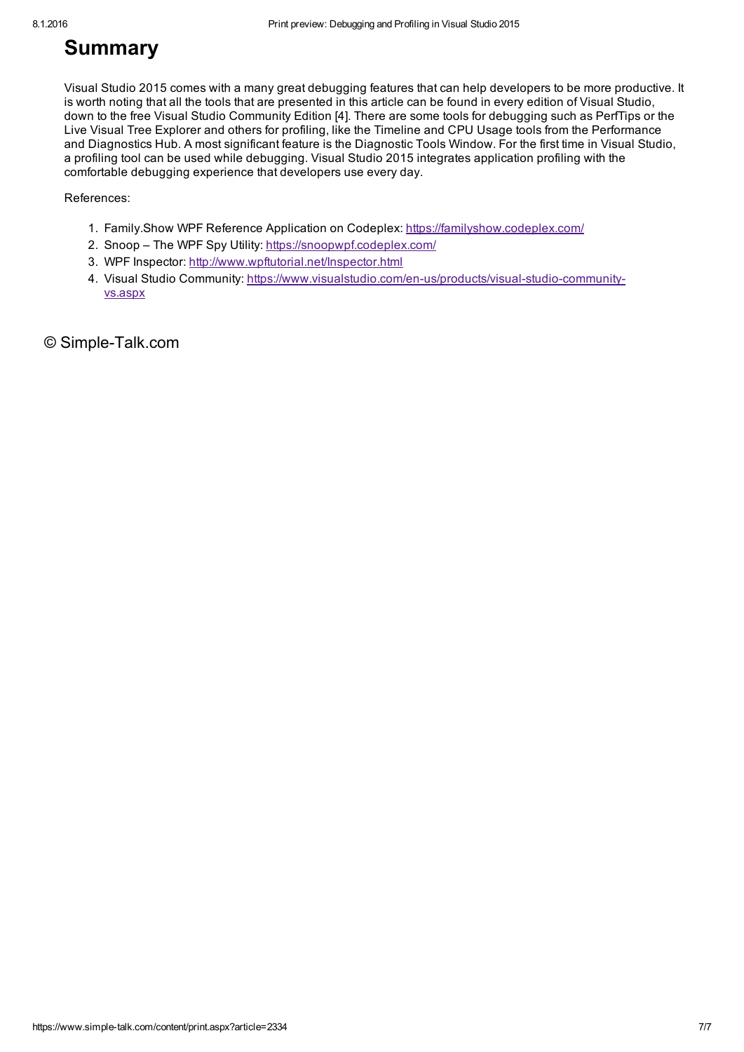# Summary

Visual Studio 2015 comes with a many great debugging features that can help developers to be more productive. It is worth noting that all the tools that are presented in this article can be found in every edition of Visual Studio, down to the free Visual Studio Community Edition [4]. There are some tools for debugging such as PerfTips or the Live Visual Tree Explorer and others for profiling, like the Timeline and CPU Usage tools from the Performance and Diagnostics Hub. A most significant feature is the Diagnostic Tools Window. For the first time in Visual Studio, a profiling tool can be used while debugging. Visual Studio 2015 integrates application profiling with the comfortable debugging experience that developers use every day.

References:

1. Family.Show WPF Reference Application on Codeplex: https://familyshow.codeplex.com/
2. Snoop – The WPF Spy Utility: https://snoopwpf.codeplex.com/
3. WPF Inspector: http://www.wpftutorial.net/Inspector.html
4. Visual Studio Community: https://www.visualstudio.com/en-us/products/visual-studio-community-vs.aspx

© Simple-Talk.com